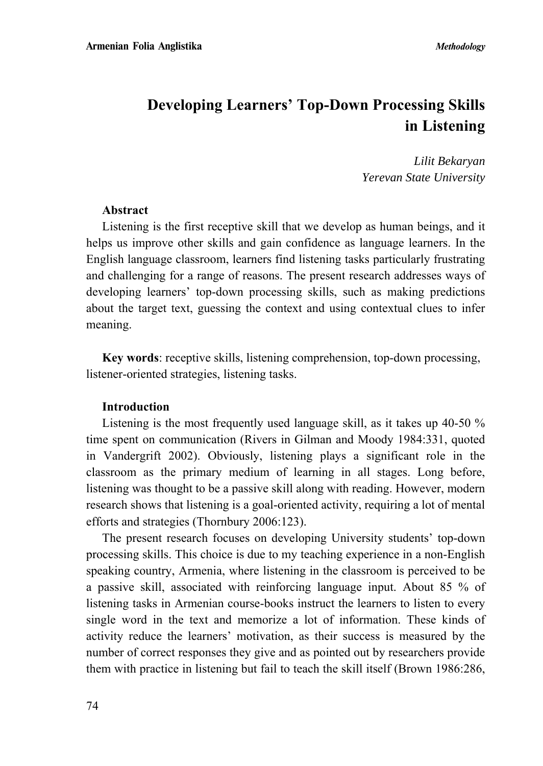# Developing Learners' Top-Down Processing Skills in Listening

*Lilit Bekaryan*
*Yerevan State University*

**Abstract**

Listening is the first receptive skill that we develop as human beings, and it helps us improve other skills and gain confidence as language learners. In the English language classroom, learners find listening tasks particularly frustrating and challenging for a range of reasons. The present research addresses ways of developing learners' top-down processing skills, such as making predictions about the target text, guessing the context and using contextual clues to infer meaning.

**Key words**: receptive skills, listening comprehension, top-down processing, listener-oriented strategies, listening tasks.

## Introduction

Listening is the most frequently used language skill, as it takes up 40-50 % time spent on communication (Rivers in Gilman and Moody 1984:331, quoted in Vandergrift 2002). Obviously, listening plays a significant role in the classroom as the primary medium of learning in all stages. Long before, listening was thought to be a passive skill along with reading. However, modern research shows that listening is a goal-oriented activity, requiring a lot of mental efforts and strategies (Thornbury 2006:123).

The present research focuses on developing University students' top-down processing skills. This choice is due to my teaching experience in a non-English speaking country, Armenia, where listening in the classroom is perceived to be a passive skill, associated with reinforcing language input. About 85 % of listening tasks in Armenian course-books instruct the learners to listen to every single word in the text and memorize a lot of information. These kinds of activity reduce the learners' motivation, as their success is measured by the number of correct responses they give and as pointed out by researchers provide them with practice in listening but fail to teach the skill itself (Brown 1986:286,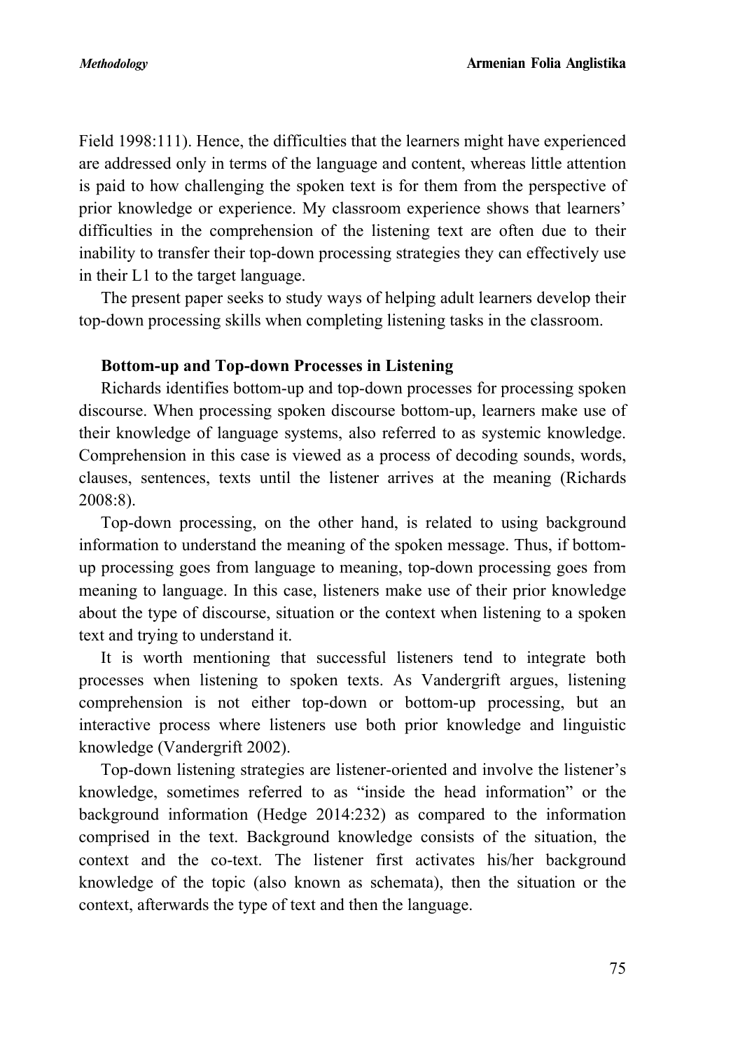Field 1998:111). Hence, the difficulties that the learners might have experienced are addressed only in terms of the language and content, whereas little attention is paid to how challenging the spoken text is for them from the perspective of prior knowledge or experience. My classroom experience shows that learners' difficulties in the comprehension of the listening text are often due to their inability to transfer their top-down processing strategies they can effectively use in their L1 to the target language.

The present paper seeks to study ways of helping adult learners develop their top-down processing skills when completing listening tasks in the classroom.

### Bottom-up and Top-down Processes in Listening

Richards identifies bottom-up and top-down processes for processing spoken discourse. When processing spoken discourse bottom-up, learners make use of their knowledge of language systems, also referred to as systemic knowledge. Comprehension in this case is viewed as a process of decoding sounds, words, clauses, sentences, texts until the listener arrives at the meaning (Richards 2008:8).

Top-down processing, on the other hand, is related to using background information to understand the meaning of the spoken message. Thus, if bottom-up processing goes from language to meaning, top-down processing goes from meaning to language. In this case, listeners make use of their prior knowledge about the type of discourse, situation or the context when listening to a spoken text and trying to understand it.

It is worth mentioning that successful listeners tend to integrate both processes when listening to spoken texts. As Vandergrift argues, listening comprehension is not either top-down or bottom-up processing, but an interactive process where listeners use both prior knowledge and linguistic knowledge (Vandergrift 2002).

Top-down listening strategies are listener-oriented and involve the listener's knowledge, sometimes referred to as "inside the head information" or the background information (Hedge 2014:232) as compared to the information comprised in the text. Background knowledge consists of the situation, the context and the co-text. The listener first activates his/her background knowledge of the topic (also known as schemata), then the situation or the context, afterwards the type of text and then the language.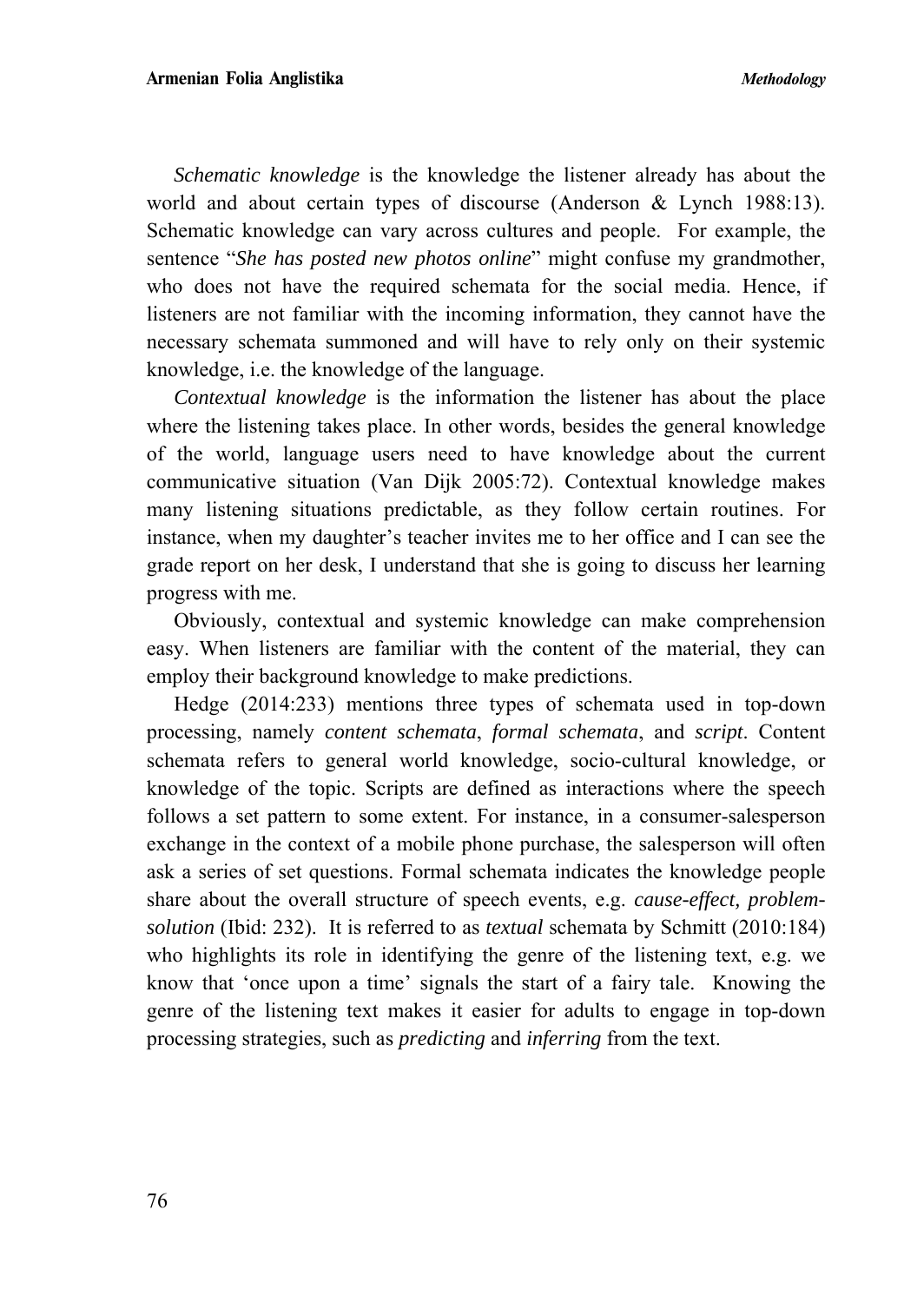*Schematic knowledge* is the knowledge the listener already has about the world and about certain types of discourse (Anderson & Lynch 1988:13). Schematic knowledge can vary across cultures and people. For example, the sentence "*She has posted new photos online*" might confuse my grandmother, who does not have the required schemata for the social media. Hence, if listeners are not familiar with the incoming information, they cannot have the necessary schemata summoned and will have to rely only on their systemic knowledge, i.e. the knowledge of the language.

*Contextual knowledge* is the information the listener has about the place where the listening takes place. In other words, besides the general knowledge of the world, language users need to have knowledge about the current communicative situation (Van Dijk 2005:72). Contextual knowledge makes many listening situations predictable, as they follow certain routines. For instance, when my daughter's teacher invites me to her office and I can see the grade report on her desk, I understand that she is going to discuss her learning progress with me.

Obviously, contextual and systemic knowledge can make comprehension easy. When listeners are familiar with the content of the material, they can employ their background knowledge to make predictions.

Hedge (2014:233) mentions three types of schemata used in top-down processing, namely *content schemata*, *formal schemata*, and *script*. Content schemata refers to general world knowledge, socio-cultural knowledge, or knowledge of the topic. Scripts are defined as interactions where the speech follows a set pattern to some extent. For instance, in a consumer-salesperson exchange in the context of a mobile phone purchase, the salesperson will often ask a series of set questions. Formal schemata indicates the knowledge people share about the overall structure of speech events, e.g. *cause-effect, problem-solution* (Ibid: 232). It is referred to as *textual* schemata by Schmitt (2010:184) who highlights its role in identifying the genre of the listening text, e.g. we know that 'once upon a time' signals the start of a fairy tale. Knowing the genre of the listening text makes it easier for adults to engage in top-down processing strategies, such as *predicting* and *inferring* from the text.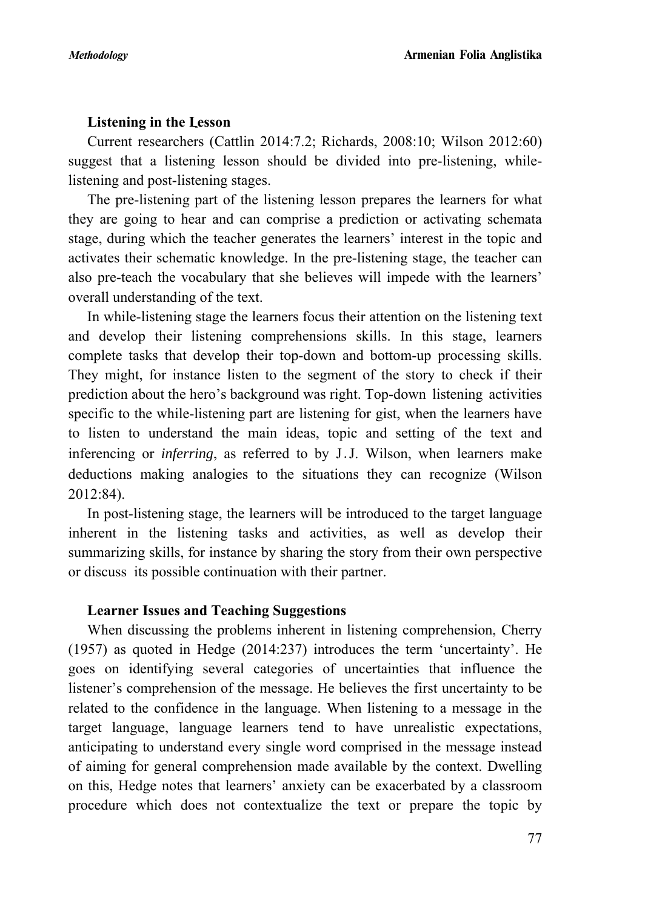**Listening in the Lesson**

Current researchers (Cattlin 2014:7.2; Richards, 2008:10; Wilson 2012:60) suggest that a listening lesson should be divided into pre-listening, while-listening and post-listening stages.

The pre-listening part of the listening lesson prepares the learners for what they are going to hear and can comprise a prediction or activating schemata stage, during which the teacher generates the learners' interest in the topic and activates their schematic knowledge. In the pre-listening stage, the teacher can also pre-teach the vocabulary that she believes will impede with the learners' overall understanding of the text.

In while-listening stage the learners focus their attention on the listening text and develop their listening comprehensions skills. In this stage, learners complete tasks that develop their top-down and bottom-up processing skills. They might, for instance listen to the segment of the story to check if their prediction about the hero's background was right. Top-down listening activities specific to the while-listening part are listening for gist, when the learners have to listen to understand the main ideas, topic and setting of the text and inferencing or *inferring*, as referred to by J.J. Wilson, when learners make deductions making analogies to the situations they can recognize (Wilson 2012:84).

In post-listening stage, the learners will be introduced to the target language inherent in the listening tasks and activities, as well as develop their summarizing skills, for instance by sharing the story from their own perspective or discuss its possible continuation with their partner.

**Learner Issues and Teaching Suggestions**

When discussing the problems inherent in listening comprehension, Cherry (1957) as quoted in Hedge (2014:237) introduces the term 'uncertainty'. He goes on identifying several categories of uncertainties that influence the listener's comprehension of the message. He believes the first uncertainty to be related to the confidence in the language. When listening to a message in the target language, language learners tend to have unrealistic expectations, anticipating to understand every single word comprised in the message instead of aiming for general comprehension made available by the context. Dwelling on this, Hedge notes that learners' anxiety can be exacerbated by a classroom procedure which does not contextualize the text or prepare the topic by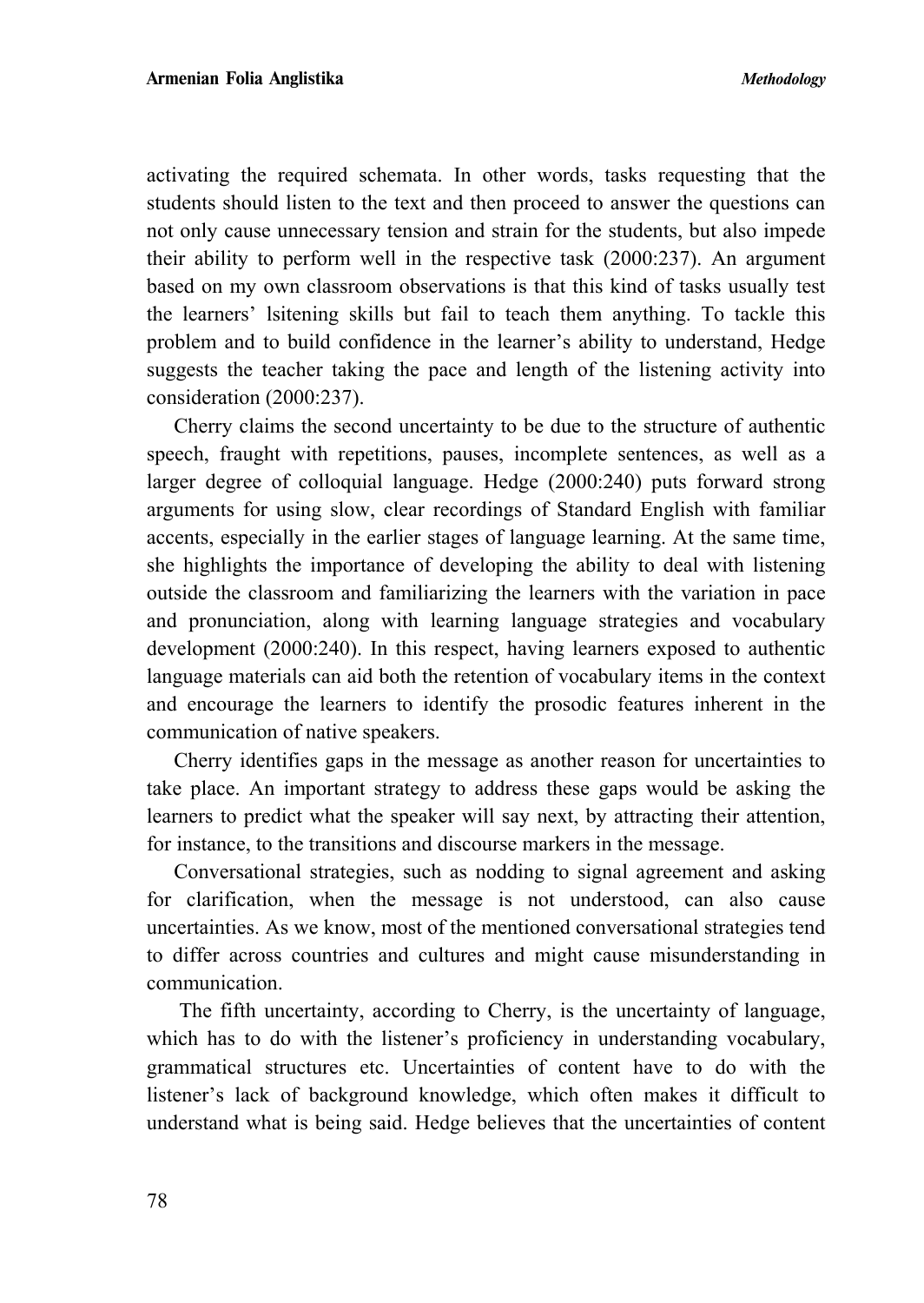activating the required schemata. In other words, tasks requesting that the students should listen to the text and then proceed to answer the questions can not only cause unnecessary tension and strain for the students, but also impede their ability to perform well in the respective task (2000:237). An argument based on my own classroom observations is that this kind of tasks usually test the learners' lsitening skills but fail to teach them anything. To tackle this problem and to build confidence in the learner's ability to understand, Hedge suggests the teacher taking the pace and length of the listening activity into consideration (2000:237).

Cherry claims the second uncertainty to be due to the structure of authentic speech, fraught with repetitions, pauses, incomplete sentences, as well as a larger degree of colloquial language. Hedge (2000:240) puts forward strong arguments for using slow, clear recordings of Standard English with familiar accents, especially in the earlier stages of language learning. At the same time, she highlights the importance of developing the ability to deal with listening outside the classroom and familiarizing the learners with the variation in pace and pronunciation, along with learning language strategies and vocabulary development (2000:240). In this respect, having learners exposed to authentic language materials can aid both the retention of vocabulary items in the context and encourage the learners to identify the prosodic features inherent in the communication of native speakers.

Cherry identifies gaps in the message as another reason for uncertainties to take place. An important strategy to address these gaps would be asking the learners to predict what the speaker will say next, by attracting their attention, for instance, to the transitions and discourse markers in the message.

Conversational strategies, such as nodding to signal agreement and asking for clarification, when the message is not understood, can also cause uncertainties. As we know, most of the mentioned conversational strategies tend to differ across countries and cultures and might cause misunderstanding in communication.

The fifth uncertainty, according to Cherry, is the uncertainty of language, which has to do with the listener's proficiency in understanding vocabulary, grammatical structures etc. Uncertainties of content have to do with the listener's lack of background knowledge, which often makes it difficult to understand what is being said. Hedge believes that the uncertainties of content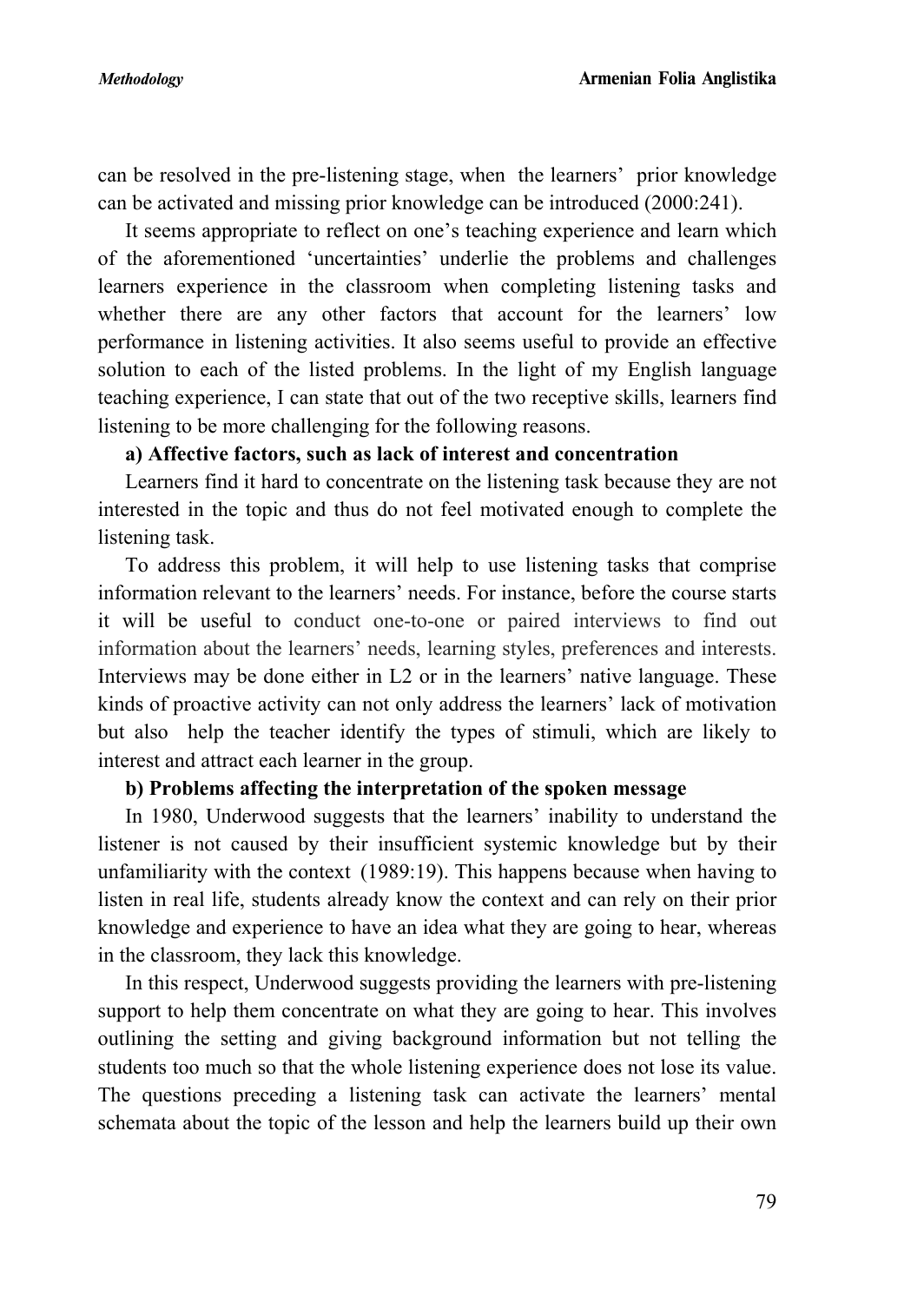can be resolved in the pre-listening stage, when the learners' prior knowledge can be activated and missing prior knowledge can be introduced (2000:241).

It seems appropriate to reflect on one's teaching experience and learn which of the aforementioned 'uncertainties' underlie the problems and challenges learners experience in the classroom when completing listening tasks and whether there are any other factors that account for the learners' low performance in listening activities. It also seems useful to provide an effective solution to each of the listed problems. In the light of my English language teaching experience, I can state that out of the two receptive skills, learners find listening to be more challenging for the following reasons.

**a) Affective factors, such as lack of interest and concentration**

Learners find it hard to concentrate on the listening task because they are not interested in the topic and thus do not feel motivated enough to complete the listening task.

To address this problem, it will help to use listening tasks that comprise information relevant to the learners' needs. For instance, before the course starts it will be useful to conduct one-to-one or paired interviews to find out information about the learners' needs, learning styles, preferences and interests. Interviews may be done either in L2 or in the learners' native language. These kinds of proactive activity can not only address the learners' lack of motivation but also help the teacher identify the types of stimuli, which are likely to interest and attract each learner in the group.

**b) Problems affecting the interpretation of the spoken message**

In 1980, Underwood suggests that the learners' inability to understand the listener is not caused by their insufficient systemic knowledge but by their unfamiliarity with the context (1989:19). This happens because when having to listen in real life, students already know the context and can rely on their prior knowledge and experience to have an idea what they are going to hear, whereas in the classroom, they lack this knowledge.

In this respect, Underwood suggests providing the learners with pre-listening support to help them concentrate on what they are going to hear. This involves outlining the setting and giving background information but not telling the students too much so that the whole listening experience does not lose its value. The questions preceding a listening task can activate the learners' mental schemata about the topic of the lesson and help the learners build up their own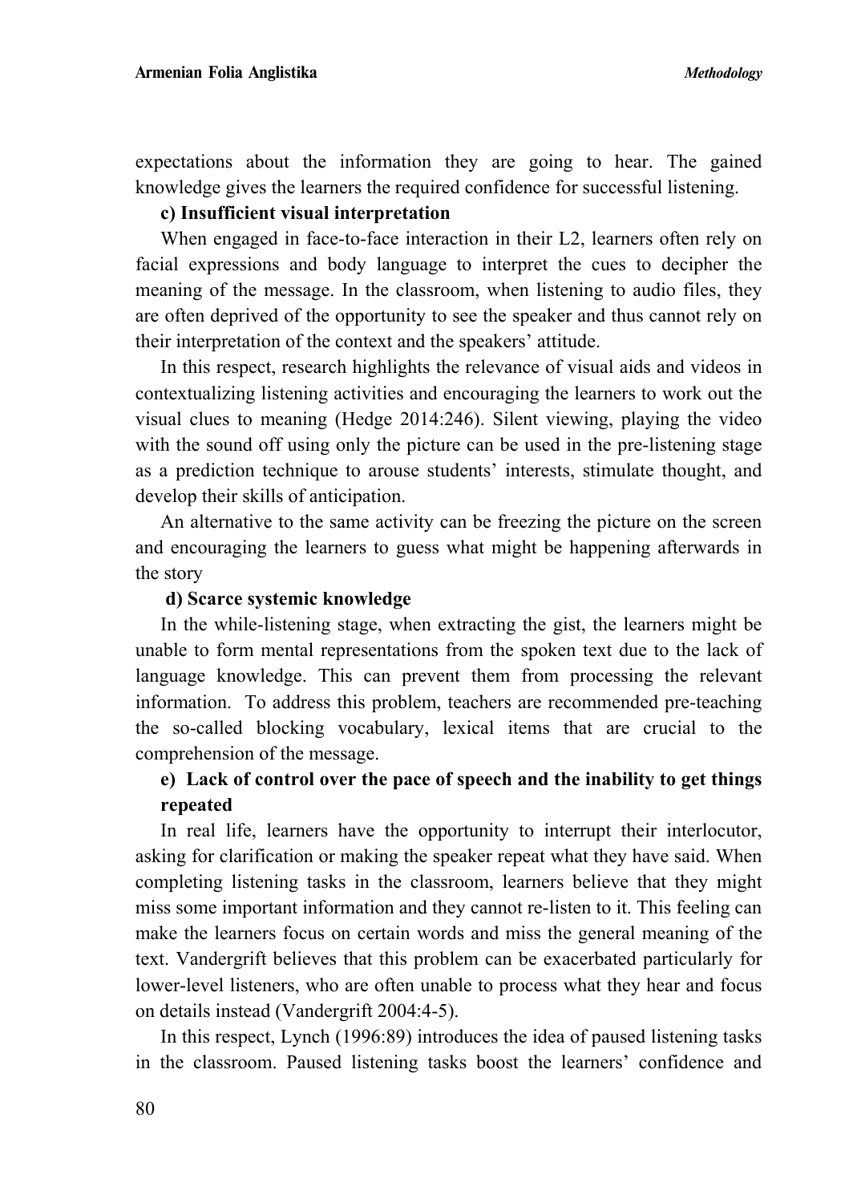expectations about the information they are going to hear. The gained knowledge gives the learners the required confidence for successful listening.

**c) Insufficient visual interpretation**

When engaged in face-to-face interaction in their L2, learners often rely on facial expressions and body language to interpret the cues to decipher the meaning of the message. In the classroom, when listening to audio files, they are often deprived of the opportunity to see the speaker and thus cannot rely on their interpretation of the context and the speakers' attitude.

In this respect, research highlights the relevance of visual aids and videos in contextualizing listening activities and encouraging the learners to work out the visual clues to meaning (Hedge 2014:246). Silent viewing, playing the video with the sound off using only the picture can be used in the pre-listening stage as a prediction technique to arouse students' interests, stimulate thought, and develop their skills of anticipation.

An alternative to the same activity can be freezing the picture on the screen and encouraging the learners to guess what might be happening afterwards in the story

**d) Scarce systemic knowledge**

In the while-listening stage, when extracting the gist, the learners might be unable to form mental representations from the spoken text due to the lack of language knowledge. This can prevent them from processing the relevant information. To address this problem, teachers are recommended pre-teaching the so-called blocking vocabulary, lexical items that are crucial to the comprehension of the message.

**e) Lack of control over the pace of speech and the inability to get things repeated**

In real life, learners have the opportunity to interrupt their interlocutor, asking for clarification or making the speaker repeat what they have said. When completing listening tasks in the classroom, learners believe that they might miss some important information and they cannot re-listen to it. This feeling can make the learners focus on certain words and miss the general meaning of the text. Vandergrift believes that this problem can be exacerbated particularly for lower-level listeners, who are often unable to process what they hear and focus on details instead (Vandergrift 2004:4-5).

In this respect, Lynch (1996:89) introduces the idea of paused listening tasks in the classroom. Paused listening tasks boost the learners' confidence and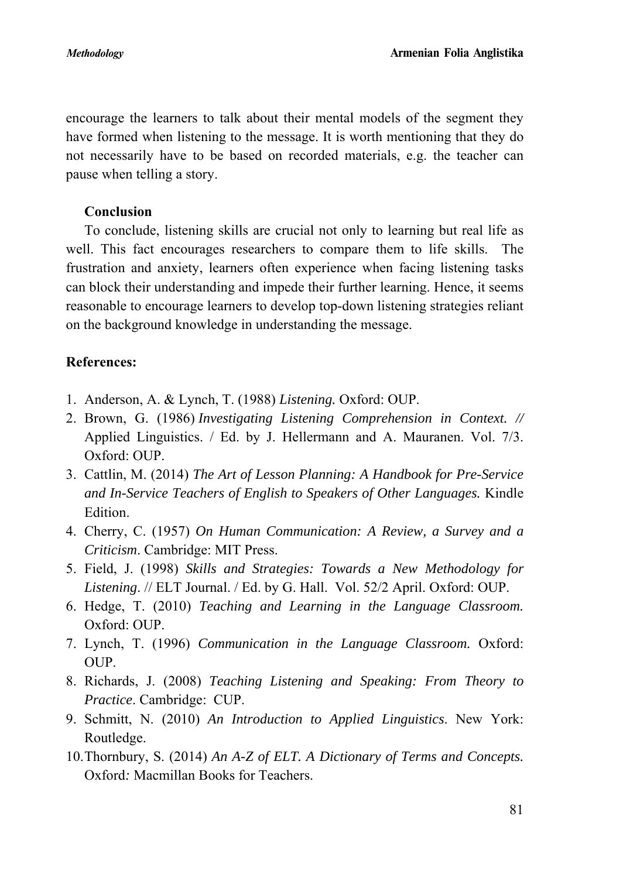encourage the learners to talk about their mental models of the segment they have formed when listening to the message. It is worth mentioning that they do not necessarily have to be based on recorded materials, e.g. the teacher can pause when telling a story.

## Conclusion

To conclude, listening skills are crucial not only to learning but real life as well. This fact encourages researchers to compare them to life skills. The frustration and anxiety, learners often experience when facing listening tasks can block their understanding and impede their further learning. Hence, it seems reasonable to encourage learners to develop top-down listening strategies reliant on the background knowledge in understanding the message.

## References:

1. Anderson, A. & Lynch, T. (1988) *Listening.* Oxford: OUP.
2. Brown, G. (1986) *Investigating Listening Comprehension in Context. //* Applied Linguistics. / Ed. by J. Hellermann and A. Mauranen. Vol. 7/3. Oxford: OUP.
3. Cattlin, M. (2014) *The Art of Lesson Planning: A Handbook for Pre-Service and In-Service Teachers of English to Speakers of Other Languages.* Kindle Edition.
4. Cherry, C. (1957) *On Human Communication: A Review, a Survey and a Criticism*. Cambridge: MIT Press.
5. Field, J. (1998) *Skills and Strategies: Towards a New Methodology for Listening*. // ELT Journal. / Ed. by G. Hall. Vol. 52/2 April. Oxford: OUP.
6. Hedge, T. (2010) *Teaching and Learning in the Language Classroom.* Oxford: OUP.
7. Lynch, T. (1996) *Communication in the Language Classroom.* Oxford: OUP.
8. Richards, J. (2008) *Teaching Listening and Speaking: From Theory to Practice*. Cambridge: CUP.
9. Schmitt, N. (2010) *An Introduction to Applied Linguistics*. New York: Routledge.
10. Thornbury, S. (2014) *An A-Z of ELT. A Dictionary of Terms and Concepts.* Oxford*:* Macmillan Books for Teachers.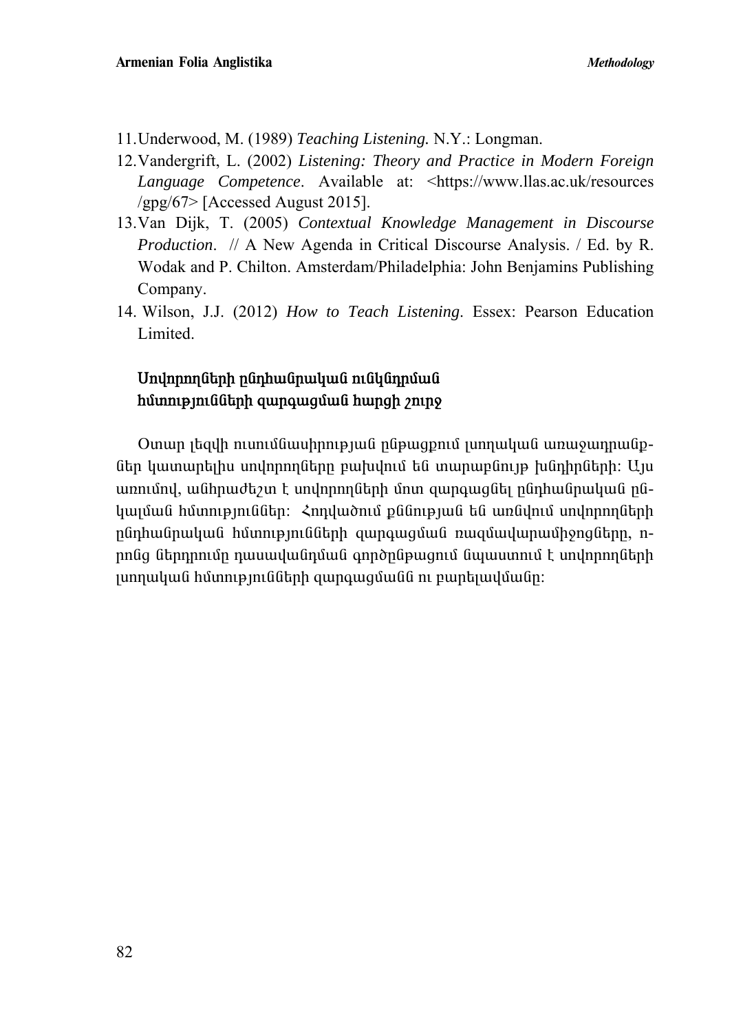11. Underwood, M. (1989) *Teaching Listening.* N.Y.: Longman.
12. Vandergrift, L. (2002) *Listening: Theory and Practice in Modern Foreign Language Competence*. Available at: <https://www.llas.ac.uk/resources/gpg/67> [Accessed August 2015].
13. Van Dijk, T. (2005) *Contextual Knowledge Management in Discourse Production*. // A New Agenda in Critical Discourse Analysis. / Ed. by R. Wodak and P. Chilton. Amsterdam/Philadelphia: John Benjamins Publishing Company.
14. Wilson, J.J. (2012) *How to Teach Listening*. Essex: Pearson Education Limited.

## Սովորողների ընդհանրական ունկնդրման հմտությունների զարգացման հարցի շուրջ

Օտար լեզվի ուսումնասիրության ընթացքում լսողական առաջադրանքներ կատարելիս սովորողները բախվում են տարաբնույթ խնդիրների: Այս առումով, անհրաժեշտ է սովորողների մոտ զարգացնել ընդհանրական ընկալման հմտություններ: Հոդվածում քննության են առնվում սովորողների ընդհանրական հմտությունների զարգացման ռազմավարամիջոցները, որոնց ներդրումը դասավանդման գործընթացում նպաստում է սովորողների լսողական հմտությունների զարգացմանն ու բարելավմանը: